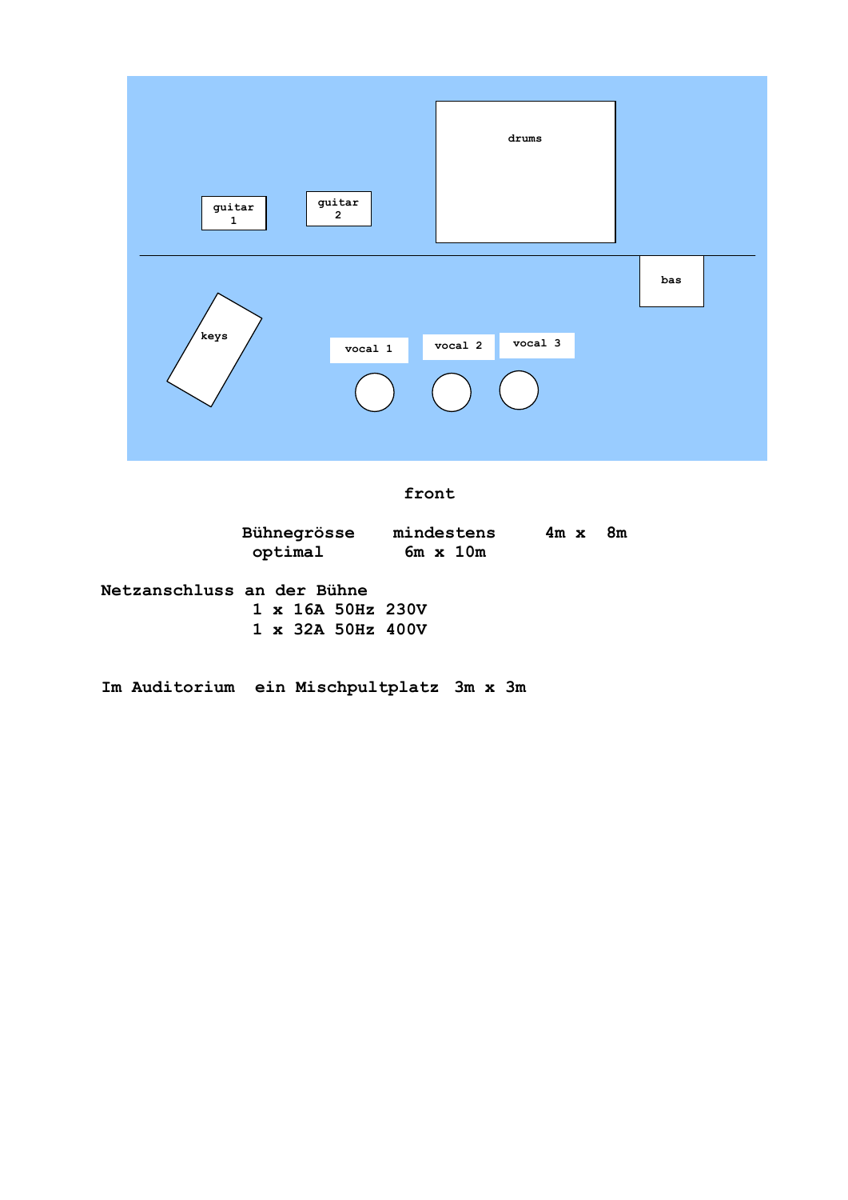guitar 1

guitar 2

drums

bas

keys

vocal 1

vocal 2

vocal 3

front

| Bühnegrösse | mindestens | 4m x 8m |
|---|---|---|
| optimal | 6m x 10m | |

**Netzanschluss an der Bühne**

1 x 16A 50Hz 230V

1 x 32A 50Hz 400V

**Im Auditorium ein Mischpultplatz 3m x 3m**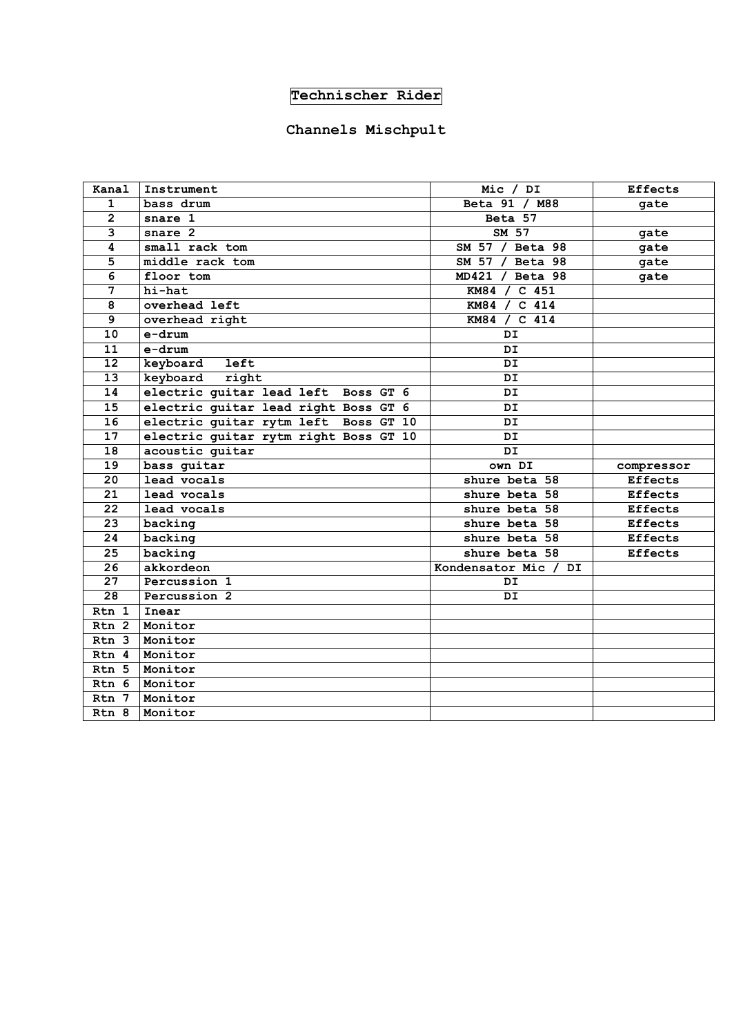# Technischer Rider

## Channels Mischpult

| Kanal | Instrument | Mic / DI | Effects |
|---|---|---|---|
| 1 | bass drum | Beta 91 / M88 | gate |
| 2 | snare 1 | Beta 57 | |
| 3 | snare 2 | SM 57 | gate |
| 4 | small rack tom | SM 57 / Beta 98 | gate |
| 5 | middle rack tom | SM 57 / Beta 98 | gate |
| 6 | floor tom | MD421 / Beta 98 | gate |
| 7 | hi-hat | KM84 / C 451 | |
| 8 | overhead left | KM84 / C 414 | |
| 9 | overhead right | KM84 / C 414 | |
| 10 | e-drum | DI | |
| 11 | e-drum | DI | |
| 12 | keyboard left | DI | |
| 13 | keyboard right | DI | |
| 14 | electric guitar lead left Boss GT 6 | DI | |
| 15 | electric guitar lead right Boss GT 6 | DI | |
| 16 | electric guitar rytm left Boss GT 10 | DI | |
| 17 | electric guitar rytm right Boss GT 10 | DI | |
| 18 | acoustic guitar | DI | |
| 19 | bass guitar | own DI | compressor |
| 20 | lead vocals | shure beta 58 | Effects |
| 21 | lead vocals | shure beta 58 | Effects |
| 22 | lead vocals | shure beta 58 | Effects |
| 23 | backing | shure beta 58 | Effects |
| 24 | backing | shure beta 58 | Effects |
| 25 | backing | shure beta 58 | Effects |
| 26 | akkordeon | Kondensator Mic / DI | |
| 27 | Percussion 1 | DI | |
| 28 | Percussion 2 | DI | |
| Rtn 1 | Inear | | |
| Rtn 2 | Monitor | | |
| Rtn 3 | Monitor | | |
| Rtn 4 | Monitor | | |
| Rtn 5 | Monitor | | |
| Rtn 6 | Monitor | | |
| Rtn 7 | Monitor | | |
| Rtn 8 | Monitor | | |